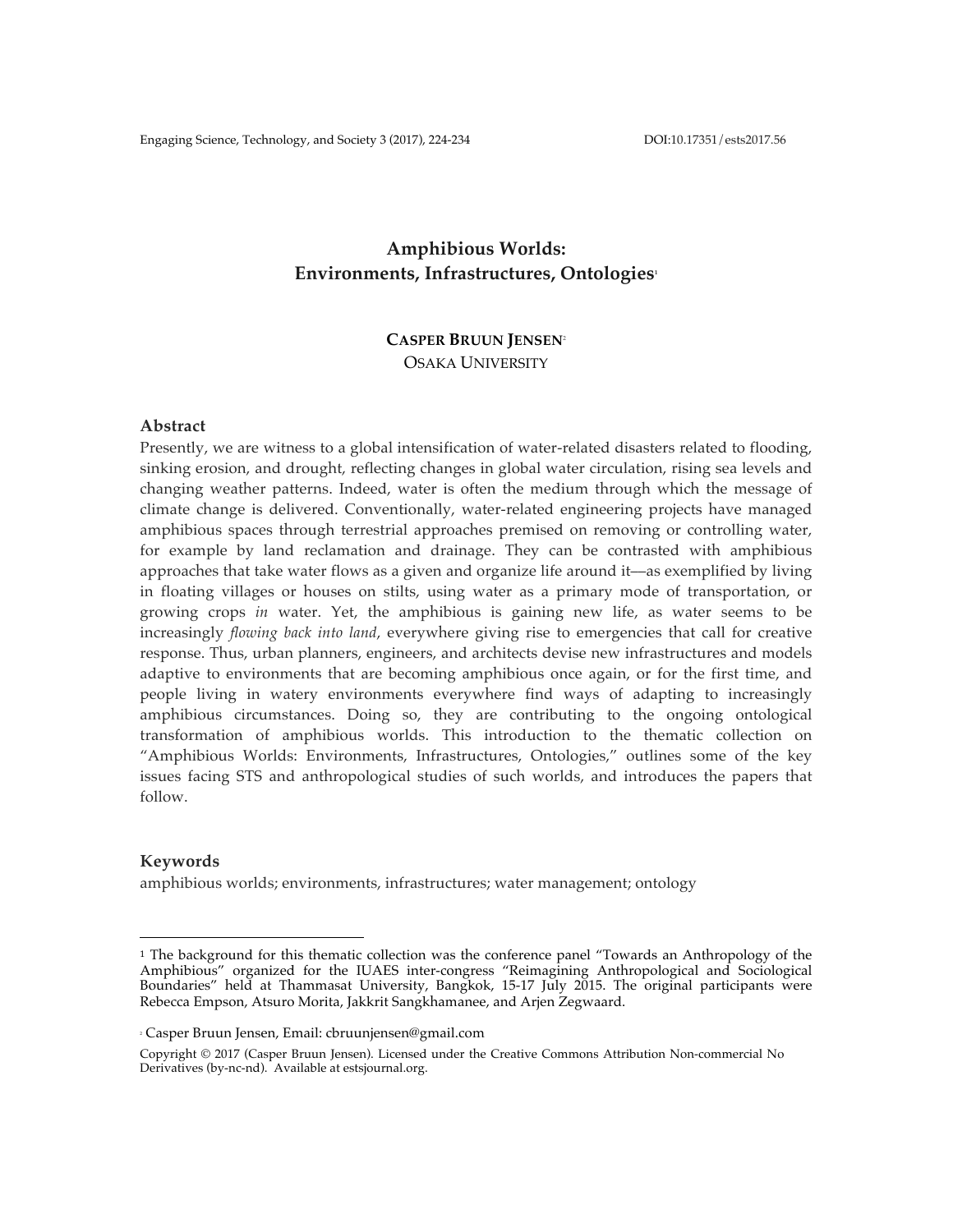# Amphibious Worlds: Environments, Infrastructures, Ontologies[1]

**CASPER BRUUN JENSEN**[2]
OSAKA UNIVERSITY

## Abstract

Presently, we are witness to a global intensification of water-related disasters related to flooding, sinking erosion, and drought, reflecting changes in global water circulation, rising sea levels and changing weather patterns. Indeed, water is often the medium through which the message of climate change is delivered. Conventionally, water-related engineering projects have managed amphibious spaces through terrestrial approaches premised on removing or controlling water, for example by land reclamation and drainage. They can be contrasted with amphibious approaches that take water flows as a given and organize life around it—as exemplified by living in floating villages or houses on stilts, using water as a primary mode of transportation, or growing crops *in* water. Yet, the amphibious is gaining new life, as water seems to be increasingly *flowing back into land*, everywhere giving rise to emergencies that call for creative response. Thus, urban planners, engineers, and architects devise new infrastructures and models adaptive to environments that are becoming amphibious once again, or for the first time, and people living in watery environments everywhere find ways of adapting to increasingly amphibious circumstances. Doing so, they are contributing to the ongoing ontological transformation of amphibious worlds. This introduction to the thematic collection on "Amphibious Worlds: Environments, Infrastructures, Ontologies," outlines some of the key issues facing STS and anthropological studies of such worlds, and introduces the papers that follow.

## Keywords

amphibious worlds; environments, infrastructures; water management; ontology

---

[1] The background for this thematic collection was the conference panel "Towards an Anthropology of the Amphibious" organized for the IUAES inter-congress "Reimagining Anthropological and Sociological Boundaries" held at Thammasat University, Bangkok, 15-17 July 2015. The original participants were Rebecca Empson, Atsuro Morita, Jakkrit Sangkhamanee, and Arjen Zegwaard.

[2] Casper Bruun Jensen, Email: cbruunjensen@gmail.com

Copyright © 2017 (Casper Bruun Jensen). Licensed under the Creative Commons Attribution Non-commercial No Derivatives (by-nc-nd). Available at estsjournal.org.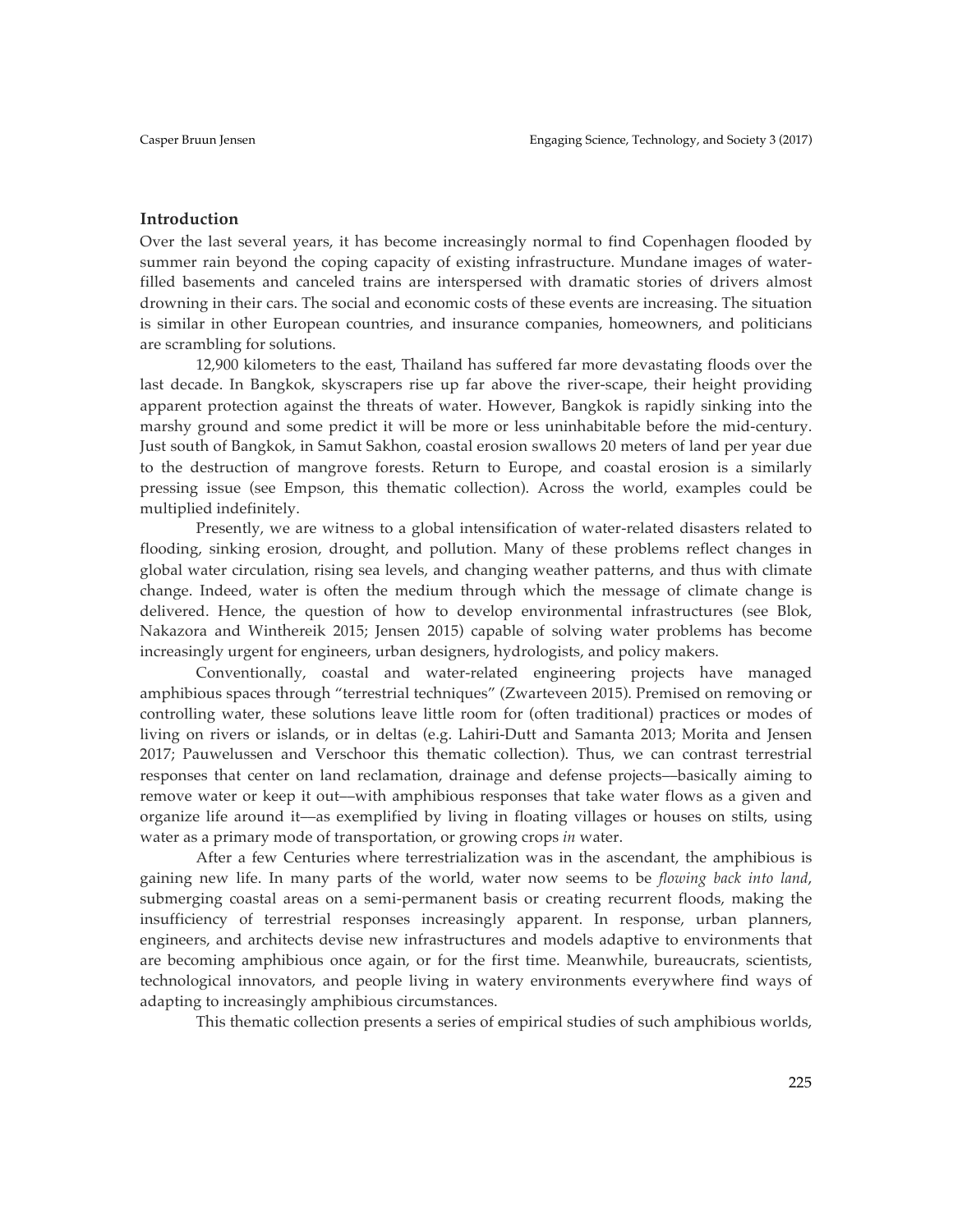## Introduction

Over the last several years, it has become increasingly normal to find Copenhagen flooded by summer rain beyond the coping capacity of existing infrastructure. Mundane images of water-filled basements and canceled trains are interspersed with dramatic stories of drivers almost drowning in their cars. The social and economic costs of these events are increasing. The situation is similar in other European countries, and insurance companies, homeowners, and politicians are scrambling for solutions.

12,900 kilometers to the east, Thailand has suffered far more devastating floods over the last decade. In Bangkok, skyscrapers rise up far above the river-scape, their height providing apparent protection against the threats of water. However, Bangkok is rapidly sinking into the marshy ground and some predict it will be more or less uninhabitable before the mid-century. Just south of Bangkok, in Samut Sakhon, coastal erosion swallows 20 meters of land per year due to the destruction of mangrove forests. Return to Europe, and coastal erosion is a similarly pressing issue (see Empson, this thematic collection). Across the world, examples could be multiplied indefinitely.

Presently, we are witness to a global intensification of water-related disasters related to flooding, sinking erosion, drought, and pollution. Many of these problems reflect changes in global water circulation, rising sea levels, and changing weather patterns, and thus with climate change. Indeed, water is often the medium through which the message of climate change is delivered. Hence, the question of how to develop environmental infrastructures (see Blok, Nakazora and Winthereik 2015; Jensen 2015) capable of solving water problems has become increasingly urgent for engineers, urban designers, hydrologists, and policy makers.

Conventionally, coastal and water-related engineering projects have managed amphibious spaces through "terrestrial techniques" (Zwarteveen 2015). Premised on removing or controlling water, these solutions leave little room for (often traditional) practices or modes of living on rivers or islands, or in deltas (e.g. Lahiri-Dutt and Samanta 2013; Morita and Jensen 2017; Pauwelussen and Verschoor this thematic collection). Thus, we can contrast terrestrial responses that center on land reclamation, drainage and defense projects—basically aiming to remove water or keep it out—with amphibious responses that take water flows as a given and organize life around it—as exemplified by living in floating villages or houses on stilts, using water as a primary mode of transportation, or growing crops *in* water.

After a few Centuries where terrestrialization was in the ascendant, the amphibious is gaining new life. In many parts of the world, water now seems to be *flowing back into land*, submerging coastal areas on a semi-permanent basis or creating recurrent floods, making the insufficiency of terrestrial responses increasingly apparent. In response, urban planners, engineers, and architects devise new infrastructures and models adaptive to environments that are becoming amphibious once again, or for the first time. Meanwhile, bureaucrats, scientists, technological innovators, and people living in watery environments everywhere find ways of adapting to increasingly amphibious circumstances.

This thematic collection presents a series of empirical studies of such amphibious worlds,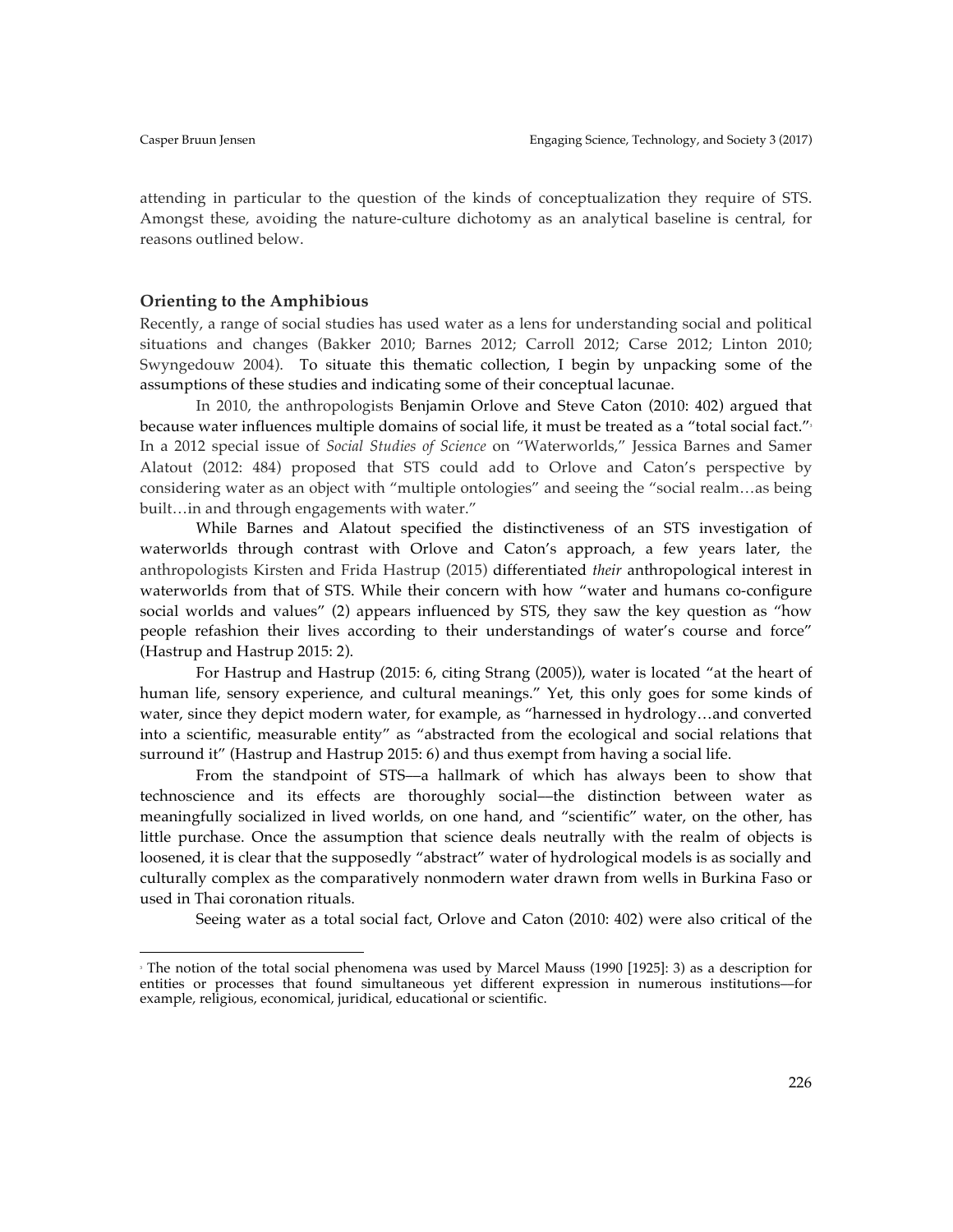attending in particular to the question of the kinds of conceptualization they require of STS. Amongst these, avoiding the nature-culture dichotomy as an analytical baseline is central, for reasons outlined below.

## Orienting to the Amphibious

Recently, a range of social studies has used water as a lens for understanding social and political situations and changes (Bakker 2010; Barnes 2012; Carroll 2012; Carse 2012; Linton 2010; Swyngedouw 2004). To situate this thematic collection, I begin by unpacking some of the assumptions of these studies and indicating some of their conceptual lacunae.

In 2010, the anthropologists Benjamin Orlove and Steve Caton (2010: 402) argued that because water influences multiple domains of social life, it must be treated as a "total social fact."[3] In a 2012 special issue of *Social Studies of Science* on "Waterworlds," Jessica Barnes and Samer Alatout (2012: 484) proposed that STS could add to Orlove and Caton's perspective by considering water as an object with "multiple ontologies" and seeing the "social realm…as being built…in and through engagements with water."

While Barnes and Alatout specified the distinctiveness of an STS investigation of waterworlds through contrast with Orlove and Caton's approach, a few years later, the anthropologists Kirsten and Frida Hastrup (2015) differentiated *their* anthropological interest in waterworlds from that of STS. While their concern with how "water and humans co-configure social worlds and values" (2) appears influenced by STS, they saw the key question as "how people refashion their lives according to their understandings of water's course and force" (Hastrup and Hastrup 2015: 2).

For Hastrup and Hastrup (2015: 6, citing Strang (2005)), water is located "at the heart of human life, sensory experience, and cultural meanings." Yet, this only goes for some kinds of water, since they depict modern water, for example, as "harnessed in hydrology…and converted into a scientific, measurable entity" as "abstracted from the ecological and social relations that surround it" (Hastrup and Hastrup 2015: 6) and thus exempt from having a social life.

From the standpoint of STS—a hallmark of which has always been to show that technoscience and its effects are thoroughly social—the distinction between water as meaningfully socialized in lived worlds, on one hand, and "scientific" water, on the other, has little purchase. Once the assumption that science deals neutrally with the realm of objects is loosened, it is clear that the supposedly "abstract" water of hydrological models is as socially and culturally complex as the comparatively nonmodern water drawn from wells in Burkina Faso or used in Thai coronation rituals.

Seeing water as a total social fact, Orlove and Caton (2010: 402) were also critical of the

---

[3] The notion of the total social phenomena was used by Marcel Mauss (1990 [1925]: 3) as a description for entities or processes that found simultaneous yet different expression in numerous institutions—for example, religious, economical, juridical, educational or scientific.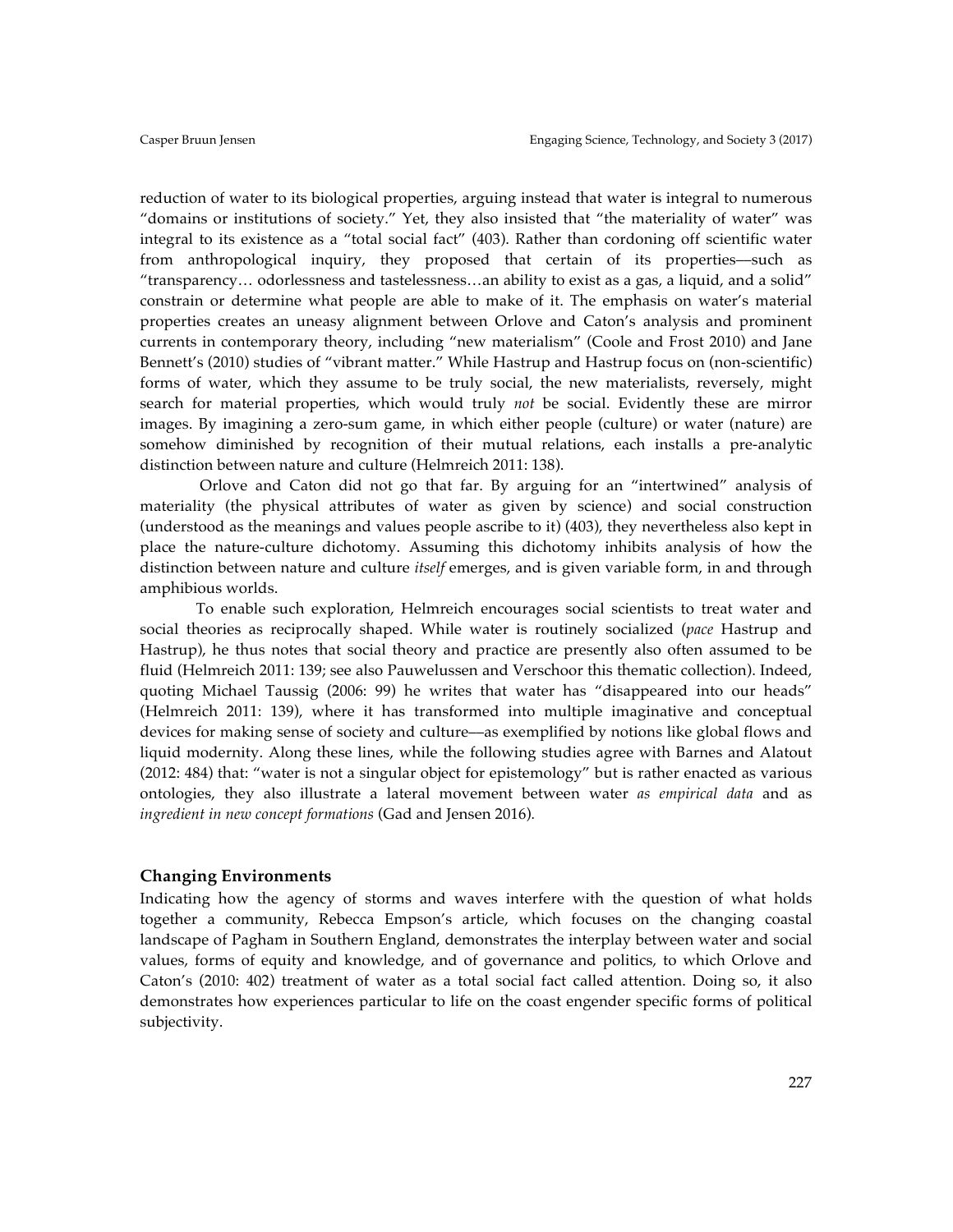reduction of water to its biological properties, arguing instead that water is integral to numerous "domains or institutions of society." Yet, they also insisted that "the materiality of water" was integral to its existence as a "total social fact" (403). Rather than cordoning off scientific water from anthropological inquiry, they proposed that certain of its properties—such as "transparency… odorlessness and tastelessness…an ability to exist as a gas, a liquid, and a solid" constrain or determine what people are able to make of it. The emphasis on water's material properties creates an uneasy alignment between Orlove and Caton's analysis and prominent currents in contemporary theory, including "new materialism" (Coole and Frost 2010) and Jane Bennett's (2010) studies of "vibrant matter." While Hastrup and Hastrup focus on (non-scientific) forms of water, which they assume to be truly social, the new materialists, reversely, might search for material properties, which would truly *not* be social. Evidently these are mirror images. By imagining a zero-sum game, in which either people (culture) or water (nature) are somehow diminished by recognition of their mutual relations, each installs a pre-analytic distinction between nature and culture (Helmreich 2011: 138).

Orlove and Caton did not go that far. By arguing for an "intertwined" analysis of materiality (the physical attributes of water as given by science) and social construction (understood as the meanings and values people ascribe to it) (403), they nevertheless also kept in place the nature-culture dichotomy. Assuming this dichotomy inhibits analysis of how the distinction between nature and culture *itself* emerges, and is given variable form, in and through amphibious worlds.

To enable such exploration, Helmreich encourages social scientists to treat water and social theories as reciprocally shaped. While water is routinely socialized (*pace* Hastrup and Hastrup), he thus notes that social theory and practice are presently also often assumed to be fluid (Helmreich 2011: 139; see also Pauwelussen and Verschoor this thematic collection). Indeed, quoting Michael Taussig (2006: 99) he writes that water has "disappeared into our heads" (Helmreich 2011: 139), where it has transformed into multiple imaginative and conceptual devices for making sense of society and culture—as exemplified by notions like global flows and liquid modernity. Along these lines, while the following studies agree with Barnes and Alatout (2012: 484) that: "water is not a singular object for epistemology" but is rather enacted as various ontologies, they also illustrate a lateral movement between water *as empirical data* and as *ingredient in new concept formations* (Gad and Jensen 2016).

## Changing Environments

Indicating how the agency of storms and waves interfere with the question of what holds together a community, Rebecca Empson's article, which focuses on the changing coastal landscape of Pagham in Southern England, demonstrates the interplay between water and social values, forms of equity and knowledge, and of governance and politics, to which Orlove and Caton's (2010: 402) treatment of water as a total social fact called attention. Doing so, it also demonstrates how experiences particular to life on the coast engender specific forms of political subjectivity.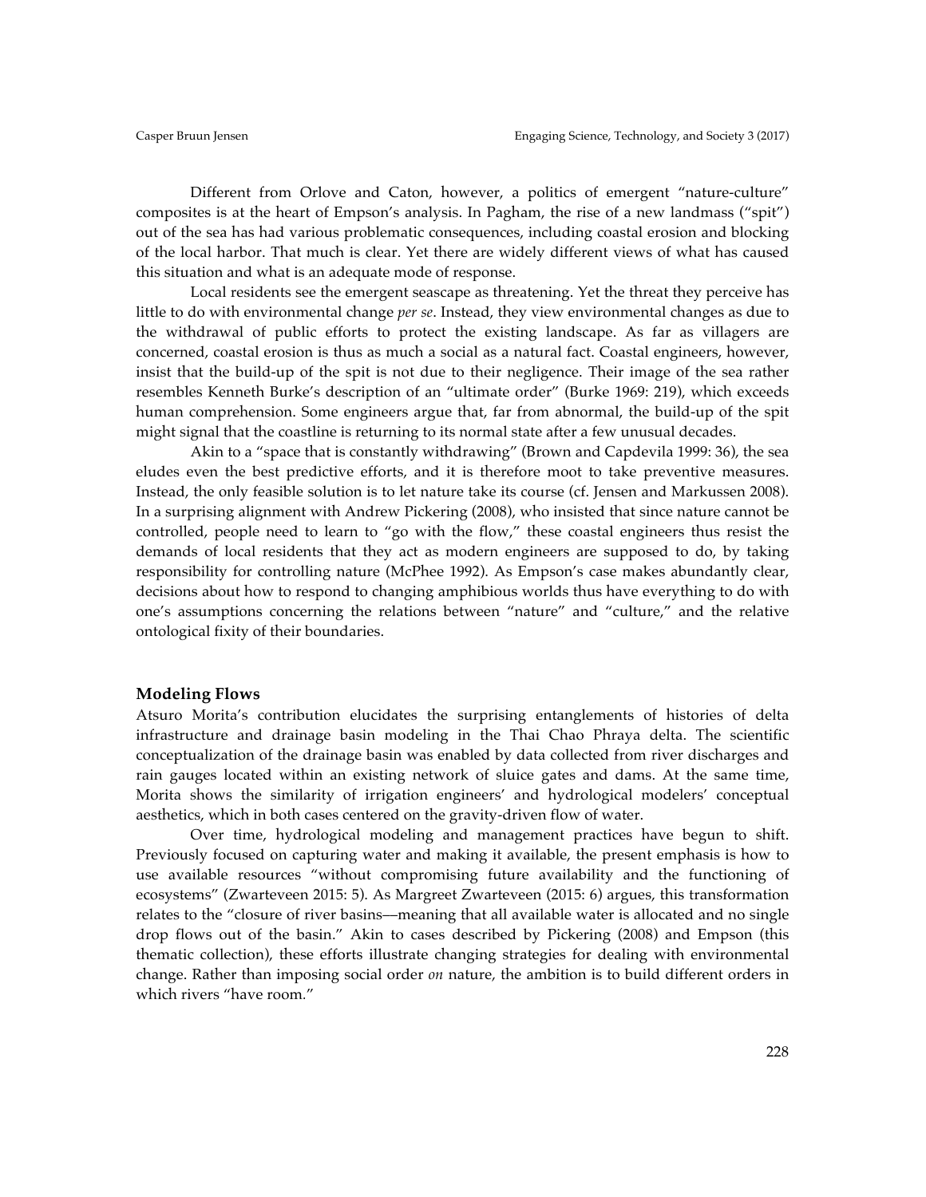Different from Orlove and Caton, however, a politics of emergent "nature-culture" composites is at the heart of Empson's analysis. In Pagham, the rise of a new landmass ("spit") out of the sea has had various problematic consequences, including coastal erosion and blocking of the local harbor. That much is clear. Yet there are widely different views of what has caused this situation and what is an adequate mode of response.

Local residents see the emergent seascape as threatening. Yet the threat they perceive has little to do with environmental change *per se*. Instead, they view environmental changes as due to the withdrawal of public efforts to protect the existing landscape. As far as villagers are concerned, coastal erosion is thus as much a social as a natural fact. Coastal engineers, however, insist that the build-up of the spit is not due to their negligence. Their image of the sea rather resembles Kenneth Burke's description of an "ultimate order" (Burke 1969: 219), which exceeds human comprehension. Some engineers argue that, far from abnormal, the build-up of the spit might signal that the coastline is returning to its normal state after a few unusual decades.

Akin to a "space that is constantly withdrawing" (Brown and Capdevila 1999: 36), the sea eludes even the best predictive efforts, and it is therefore moot to take preventive measures. Instead, the only feasible solution is to let nature take its course (cf. Jensen and Markussen 2008). In a surprising alignment with Andrew Pickering (2008), who insisted that since nature cannot be controlled, people need to learn to "go with the flow," these coastal engineers thus resist the demands of local residents that they act as modern engineers are supposed to do, by taking responsibility for controlling nature (McPhee 1992). As Empson's case makes abundantly clear, decisions about how to respond to changing amphibious worlds thus have everything to do with one's assumptions concerning the relations between "nature" and "culture," and the relative ontological fixity of their boundaries.

## Modeling Flows

Atsuro Morita's contribution elucidates the surprising entanglements of histories of delta infrastructure and drainage basin modeling in the Thai Chao Phraya delta. The scientific conceptualization of the drainage basin was enabled by data collected from river discharges and rain gauges located within an existing network of sluice gates and dams. At the same time, Morita shows the similarity of irrigation engineers' and hydrological modelers' conceptual aesthetics, which in both cases centered on the gravity-driven flow of water.

Over time, hydrological modeling and management practices have begun to shift. Previously focused on capturing water and making it available, the present emphasis is how to use available resources "without compromising future availability and the functioning of ecosystems" (Zwarteveen 2015: 5). As Margreet Zwarteveen (2015: 6) argues, this transformation relates to the "closure of river basins—meaning that all available water is allocated and no single drop flows out of the basin." Akin to cases described by Pickering (2008) and Empson (this thematic collection), these efforts illustrate changing strategies for dealing with environmental change. Rather than imposing social order *on* nature, the ambition is to build different orders in which rivers "have room."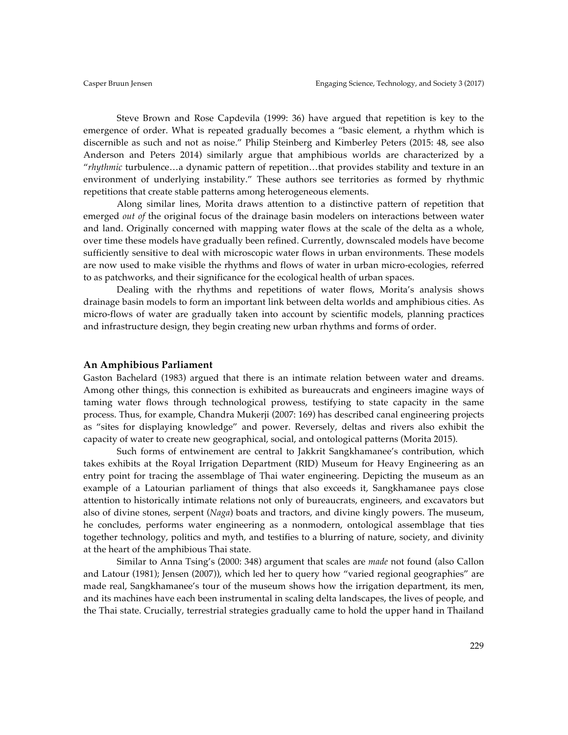Steve Brown and Rose Capdevila (1999: 36) have argued that repetition is key to the emergence of order. What is repeated gradually becomes a "basic element, a rhythm which is discernible as such and not as noise." Philip Steinberg and Kimberley Peters (2015: 48, see also Anderson and Peters 2014) similarly argue that amphibious worlds are characterized by a "*rhythmic* turbulence…a dynamic pattern of repetition…that provides stability and texture in an environment of underlying instability." These authors see territories as formed by rhythmic repetitions that create stable patterns among heterogeneous elements.

Along similar lines, Morita draws attention to a distinctive pattern of repetition that emerged *out of* the original focus of the drainage basin modelers on interactions between water and land. Originally concerned with mapping water flows at the scale of the delta as a whole, over time these models have gradually been refined. Currently, downscaled models have become sufficiently sensitive to deal with microscopic water flows in urban environments. These models are now used to make visible the rhythms and flows of water in urban micro-ecologies, referred to as patchworks, and their significance for the ecological health of urban spaces.

Dealing with the rhythms and repetitions of water flows, Morita's analysis shows drainage basin models to form an important link between delta worlds and amphibious cities. As micro-flows of water are gradually taken into account by scientific models, planning practices and infrastructure design, they begin creating new urban rhythms and forms of order.

### An Amphibious Parliament

Gaston Bachelard (1983) argued that there is an intimate relation between water and dreams. Among other things, this connection is exhibited as bureaucrats and engineers imagine ways of taming water flows through technological prowess, testifying to state capacity in the same process. Thus, for example, Chandra Mukerji (2007: 169) has described canal engineering projects as "sites for displaying knowledge" and power. Reversely, deltas and rivers also exhibit the capacity of water to create new geographical, social, and ontological patterns (Morita 2015).

Such forms of entwinement are central to Jakkrit Sangkhamanee's contribution, which takes exhibits at the Royal Irrigation Department (RID) Museum for Heavy Engineering as an entry point for tracing the assemblage of Thai water engineering. Depicting the museum as an example of a Latourian parliament of things that also exceeds it, Sangkhamanee pays close attention to historically intimate relations not only of bureaucrats, engineers, and excavators but also of divine stones, serpent (*Naga*) boats and tractors, and divine kingly powers. The museum, he concludes, performs water engineering as a nonmodern, ontological assemblage that ties together technology, politics and myth, and testifies to a blurring of nature, society, and divinity at the heart of the amphibious Thai state.

Similar to Anna Tsing's (2000: 348) argument that scales are *made* not found (also Callon and Latour (1981); Jensen (2007)), which led her to query how "varied regional geographies" are made real, Sangkhamanee's tour of the museum shows how the irrigation department, its men, and its machines have each been instrumental in scaling delta landscapes, the lives of people, and the Thai state. Crucially, terrestrial strategies gradually came to hold the upper hand in Thailand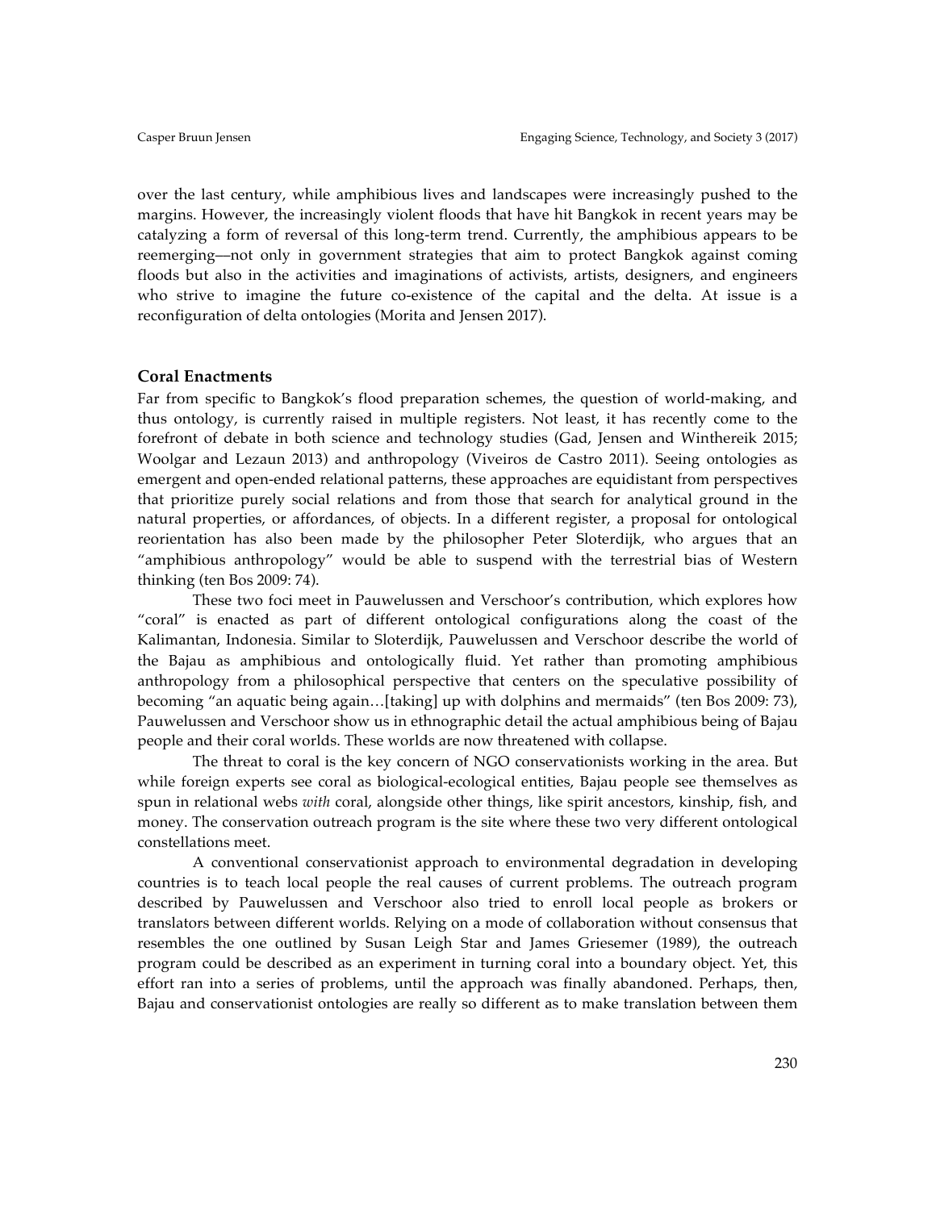over the last century, while amphibious lives and landscapes were increasingly pushed to the margins. However, the increasingly violent floods that have hit Bangkok in recent years may be catalyzing a form of reversal of this long-term trend. Currently, the amphibious appears to be reemerging—not only in government strategies that aim to protect Bangkok against coming floods but also in the activities and imaginations of activists, artists, designers, and engineers who strive to imagine the future co-existence of the capital and the delta. At issue is a reconfiguration of delta ontologies (Morita and Jensen 2017).

## Coral Enactments

Far from specific to Bangkok's flood preparation schemes, the question of world-making, and thus ontology, is currently raised in multiple registers. Not least, it has recently come to the forefront of debate in both science and technology studies (Gad, Jensen and Winthereik 2015; Woolgar and Lezaun 2013) and anthropology (Viveiros de Castro 2011). Seeing ontologies as emergent and open-ended relational patterns, these approaches are equidistant from perspectives that prioritize purely social relations and from those that search for analytical ground in the natural properties, or affordances, of objects. In a different register, a proposal for ontological reorientation has also been made by the philosopher Peter Sloterdijk, who argues that an "amphibious anthropology" would be able to suspend with the terrestrial bias of Western thinking (ten Bos 2009: 74).

These two foci meet in Pauwelussen and Verschoor's contribution, which explores how "coral" is enacted as part of different ontological configurations along the coast of the Kalimantan, Indonesia. Similar to Sloterdijk, Pauwelussen and Verschoor describe the world of the Bajau as amphibious and ontologically fluid. Yet rather than promoting amphibious anthropology from a philosophical perspective that centers on the speculative possibility of becoming "an aquatic being again…[taking] up with dolphins and mermaids" (ten Bos 2009: 73), Pauwelussen and Verschoor show us in ethnographic detail the actual amphibious being of Bajau people and their coral worlds. These worlds are now threatened with collapse.

The threat to coral is the key concern of NGO conservationists working in the area. But while foreign experts see coral as biological-ecological entities, Bajau people see themselves as spun in relational webs *with* coral, alongside other things, like spirit ancestors, kinship, fish, and money. The conservation outreach program is the site where these two very different ontological constellations meet.

A conventional conservationist approach to environmental degradation in developing countries is to teach local people the real causes of current problems. The outreach program described by Pauwelussen and Verschoor also tried to enroll local people as brokers or translators between different worlds. Relying on a mode of collaboration without consensus that resembles the one outlined by Susan Leigh Star and James Griesemer (1989), the outreach program could be described as an experiment in turning coral into a boundary object. Yet, this effort ran into a series of problems, until the approach was finally abandoned. Perhaps, then, Bajau and conservationist ontologies are really so different as to make translation between them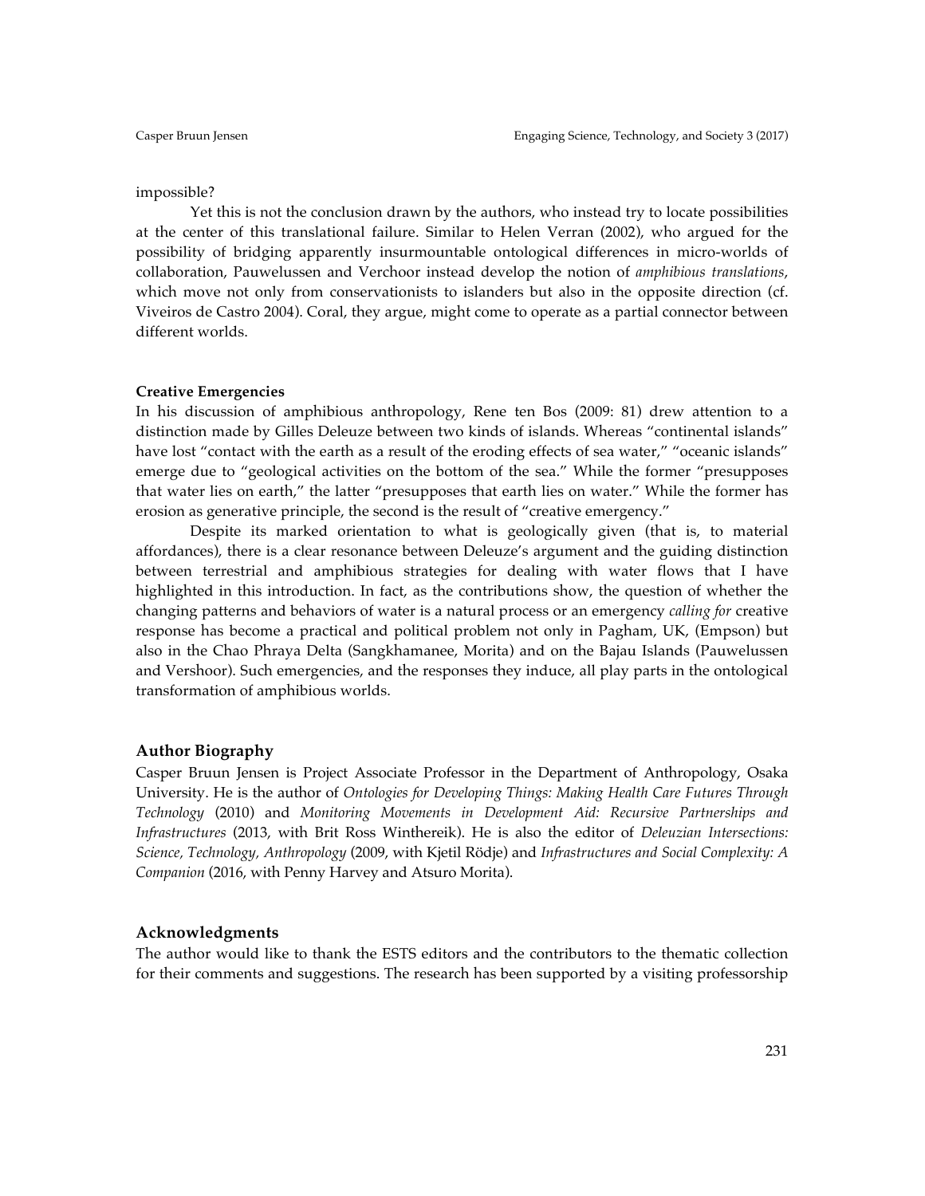impossible?

Yet this is not the conclusion drawn by the authors, who instead try to locate possibilities at the center of this translational failure. Similar to Helen Verran (2002), who argued for the possibility of bridging apparently insurmountable ontological differences in micro-worlds of collaboration, Pauwelussen and Verchoor instead develop the notion of *amphibious translations*, which move not only from conservationists to islanders but also in the opposite direction (cf. Viveiros de Castro 2004). Coral, they argue, might come to operate as a partial connector between different worlds.

**Creative Emergencies**

In his discussion of amphibious anthropology, Rene ten Bos (2009: 81) drew attention to a distinction made by Gilles Deleuze between two kinds of islands. Whereas "continental islands" have lost "contact with the earth as a result of the eroding effects of sea water," "oceanic islands" emerge due to "geological activities on the bottom of the sea." While the former "presupposes that water lies on earth," the latter "presupposes that earth lies on water." While the former has erosion as generative principle, the second is the result of "creative emergency."

Despite its marked orientation to what is geologically given (that is, to material affordances), there is a clear resonance between Deleuze's argument and the guiding distinction between terrestrial and amphibious strategies for dealing with water flows that I have highlighted in this introduction. In fact, as the contributions show, the question of whether the changing patterns and behaviors of water is a natural process or an emergency *calling for* creative response has become a practical and political problem not only in Pagham, UK, (Empson) but also in the Chao Phraya Delta (Sangkhamanee, Morita) and on the Bajau Islands (Pauwelussen and Vershoor). Such emergencies, and the responses they induce, all play parts in the ontological transformation of amphibious worlds.

## Author Biography

Casper Bruun Jensen is Project Associate Professor in the Department of Anthropology, Osaka University. He is the author of *Ontologies for Developing Things: Making Health Care Futures Through Technology* (2010) and *Monitoring Movements in Development Aid: Recursive Partnerships and Infrastructures* (2013, with Brit Ross Winthereik). He is also the editor of *Deleuzian Intersections: Science, Technology, Anthropology* (2009, with Kjetil Rödje) and *Infrastructures and Social Complexity: A Companion* (2016, with Penny Harvey and Atsuro Morita).

## Acknowledgments

The author would like to thank the ESTS editors and the contributors to the thematic collection for their comments and suggestions. The research has been supported by a visiting professorship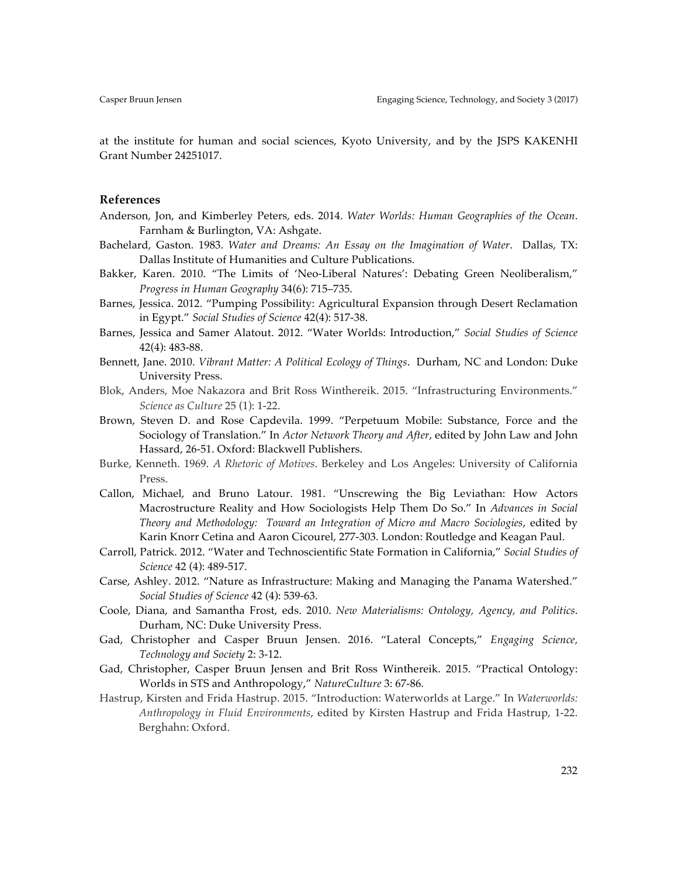at the institute for human and social sciences, Kyoto University, and by the JSPS KAKENHI Grant Number 24251017.

## References

Anderson, Jon, and Kimberley Peters, eds. 2014. *Water Worlds: Human Geographies of the Ocean*. Farnham & Burlington, VA: Ashgate.

Bachelard, Gaston. 1983. *Water and Dreams: An Essay on the Imagination of Water*. Dallas, TX: Dallas Institute of Humanities and Culture Publications.

Bakker, Karen. 2010. "The Limits of 'Neo-Liberal Natures': Debating Green Neoliberalism," *Progress in Human Geography* 34(6): 715–735.

Barnes, Jessica. 2012. "Pumping Possibility: Agricultural Expansion through Desert Reclamation in Egypt." *Social Studies of Science* 42(4): 517-38.

Barnes, Jessica and Samer Alatout. 2012. "Water Worlds: Introduction," *Social Studies of Science* 42(4): 483-88.

Bennett, Jane. 2010. *Vibrant Matter: A Political Ecology of Things*. Durham, NC and London: Duke University Press.

Blok, Anders, Moe Nakazora and Brit Ross Winthereik. 2015. "Infrastructuring Environments." *Science as Culture* 25 (1): 1-22.

Brown, Steven D. and Rose Capdevila. 1999. "Perpetuum Mobile: Substance, Force and the Sociology of Translation." In *Actor Network Theory and After*, edited by John Law and John Hassard, 26-51. Oxford: Blackwell Publishers.

Burke, Kenneth. 1969. *A Rhetoric of Motives*. Berkeley and Los Angeles: University of California Press.

Callon, Michael, and Bruno Latour. 1981. "Unscrewing the Big Leviathan: How Actors Macrostructure Reality and How Sociologists Help Them Do So." In *Advances in Social Theory and Methodology: Toward an Integration of Micro and Macro Sociologies*, edited by Karin Knorr Cetina and Aaron Cicourel, 277-303. London: Routledge and Keagan Paul.

Carroll, Patrick. 2012. "Water and Technoscientific State Formation in California," *Social Studies of Science* 42 (4): 489-517.

Carse, Ashley. 2012. "Nature as Infrastructure: Making and Managing the Panama Watershed." *Social Studies of Science* 42 (4): 539-63.

Coole, Diana, and Samantha Frost, eds. 2010. *New Materialisms: Ontology, Agency, and Politics*. Durham, NC: Duke University Press.

Gad, Christopher and Casper Bruun Jensen. 2016. "Lateral Concepts," *Engaging Science, Technology and Society* 2: 3-12.

Gad, Christopher, Casper Bruun Jensen and Brit Ross Winthereik. 2015. "Practical Ontology: Worlds in STS and Anthropology," *NatureCulture* 3: 67-86.

Hastrup, Kirsten and Frida Hastrup. 2015. "Introduction: Waterworlds at Large." In *Waterworlds: Anthropology in Fluid Environments*, edited by Kirsten Hastrup and Frida Hastrup, 1-22. Berghahn: Oxford.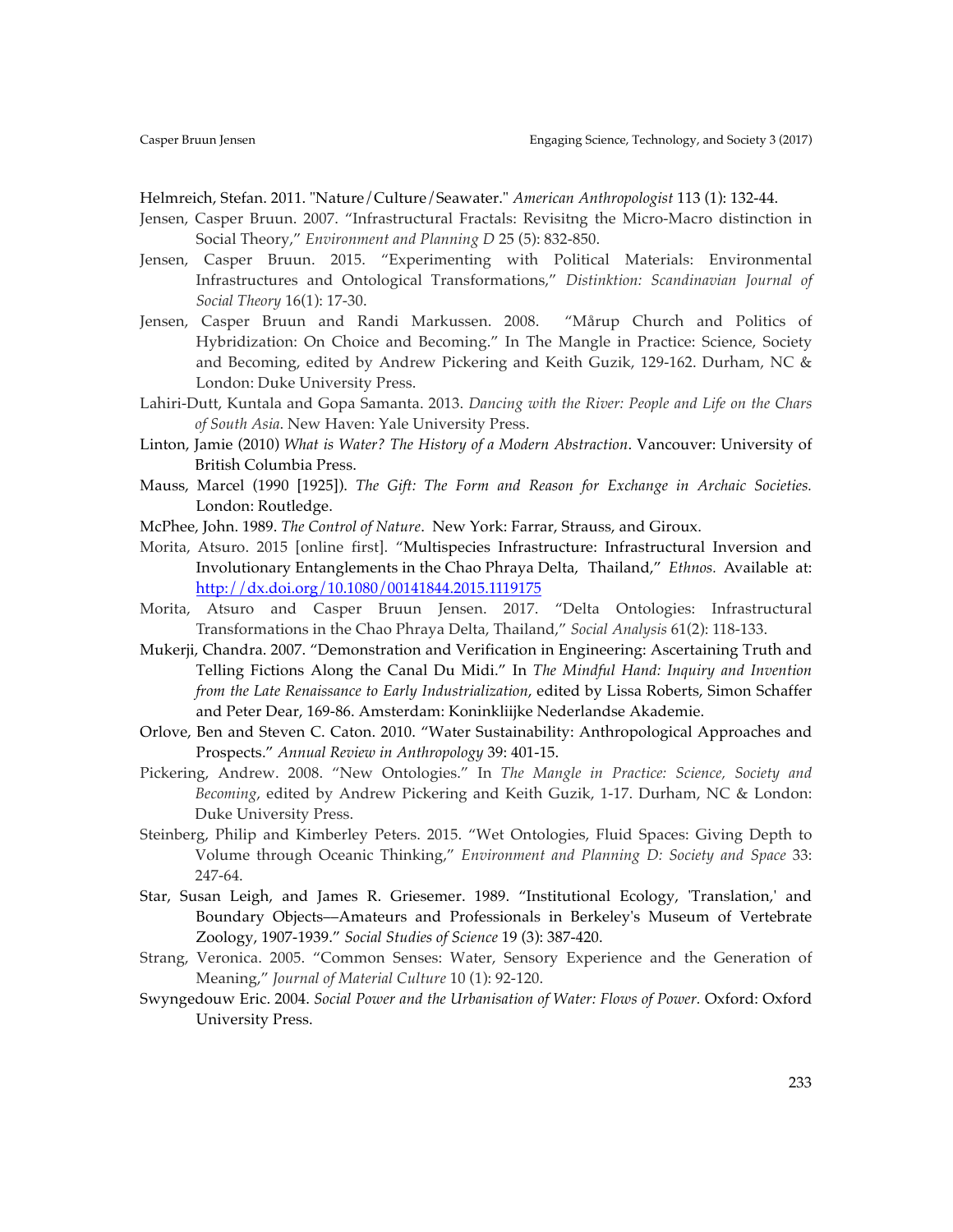Helmreich, Stefan. 2011. "Nature/Culture/Seawater." *American Anthropologist* 113 (1): 132-44.

Jensen, Casper Bruun. 2007. "Infrastructural Fractals: Revisitng the Micro-Macro distinction in Social Theory," *Environment and Planning D* 25 (5): 832-850.

Jensen, Casper Bruun. 2015. "Experimenting with Political Materials: Environmental Infrastructures and Ontological Transformations," *Distinktion: Scandinavian Journal of Social Theory* 16(1): 17-30.

Jensen, Casper Bruun and Randi Markussen. 2008. "Mårup Church and Politics of Hybridization: On Choice and Becoming." In The Mangle in Practice: Science, Society and Becoming, edited by Andrew Pickering and Keith Guzik, 129-162. Durham, NC & London: Duke University Press.

Lahiri-Dutt, Kuntala and Gopa Samanta. 2013. *Dancing with the River: People and Life on the Chars of South Asia*. New Haven: Yale University Press.

Linton, Jamie (2010) *What is Water? The History of a Modern Abstraction*. Vancouver: University of British Columbia Press.

Mauss, Marcel (1990 [1925]). *The Gift: The Form and Reason for Exchange in Archaic Societies.* London: Routledge.

McPhee, John. 1989. *The Control of Nature*. New York: Farrar, Strauss, and Giroux.

Morita, Atsuro. 2015 [online first]. "Multispecies Infrastructure: Infrastructural Inversion and Involutionary Entanglements in the Chao Phraya Delta, Thailand," *Ethnos.* Available at: http://dx.doi.org/10.1080/00141844.2015.1119175

Morita, Atsuro and Casper Bruun Jensen. 2017. "Delta Ontologies: Infrastructural Transformations in the Chao Phraya Delta, Thailand," *Social Analysis* 61(2): 118-133.

Mukerji, Chandra. 2007. "Demonstration and Verification in Engineering: Ascertaining Truth and Telling Fictions Along the Canal Du Midi." In *The Mindful Hand: Inquiry and Invention from the Late Renaissance to Early Industrialization*, edited by Lissa Roberts, Simon Schaffer and Peter Dear, 169-86. Amsterdam: Koninkliijke Nederlandse Akademie.

Orlove, Ben and Steven C. Caton. 2010. "Water Sustainability: Anthropological Approaches and Prospects." *Annual Review in Anthropology* 39: 401-15.

Pickering, Andrew. 2008. "New Ontologies." In *The Mangle in Practice: Science, Society and Becoming*, edited by Andrew Pickering and Keith Guzik, 1-17. Durham, NC & London: Duke University Press.

Steinberg, Philip and Kimberley Peters. 2015. "Wet Ontologies, Fluid Spaces: Giving Depth to Volume through Oceanic Thinking," *Environment and Planning D: Society and Space* 33: 247-64.

Star, Susan Leigh, and James R. Griesemer. 1989. "Institutional Ecology, 'Translation,' and Boundary Objects—Amateurs and Professionals in Berkeley's Museum of Vertebrate Zoology, 1907-1939." *Social Studies of Science* 19 (3): 387-420.

Strang, Veronica. 2005. "Common Senses: Water, Sensory Experience and the Generation of Meaning," *Journal of Material Culture* 10 (1): 92-120.

Swyngedouw Eric. 2004. *Social Power and the Urbanisation of Water: Flows of Power.* Oxford: Oxford University Press.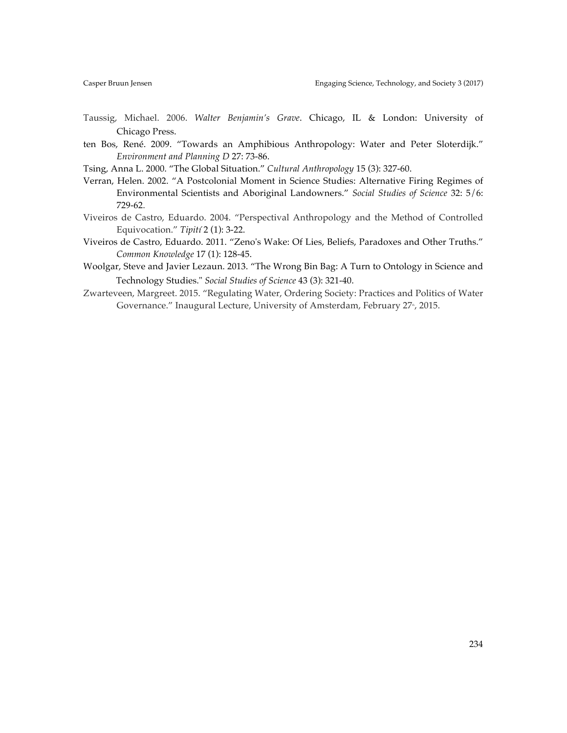Taussig, Michael. 2006. *Walter Benjamin's Grave*. Chicago, IL & London: University of Chicago Press.

ten Bos, René. 2009. "Towards an Amphibious Anthropology: Water and Peter Sloterdijk." *Environment and Planning D* 27: 73-86.

Tsing, Anna L. 2000. "The Global Situation." *Cultural Anthropology* 15 (3): 327-60.

Verran, Helen. 2002. "A Postcolonial Moment in Science Studies: Alternative Firing Regimes of Environmental Scientists and Aboriginal Landowners." *Social Studies of Science* 32: 5/6: 729-62.

Viveiros de Castro, Eduardo. 2004. "Perspectival Anthropology and the Method of Controlled Equivocation." *Tipití* 2 (1): 3-22.

Viveiros de Castro, Eduardo. 2011. "Zeno's Wake: Of Lies, Beliefs, Paradoxes and Other Truths." *Common Knowledge* 17 (1): 128-45.

Woolgar, Steve and Javier Lezaun. 2013. "The Wrong Bin Bag: A Turn to Ontology in Science and Technology Studies." *Social Studies of Science* 43 (3): 321-40.

Zwarteveen, Margreet. 2015. "Regulating Water, Ordering Society: Practices and Politics of Water Governance." Inaugural Lecture, University of Amsterdam, February 27th, 2015.